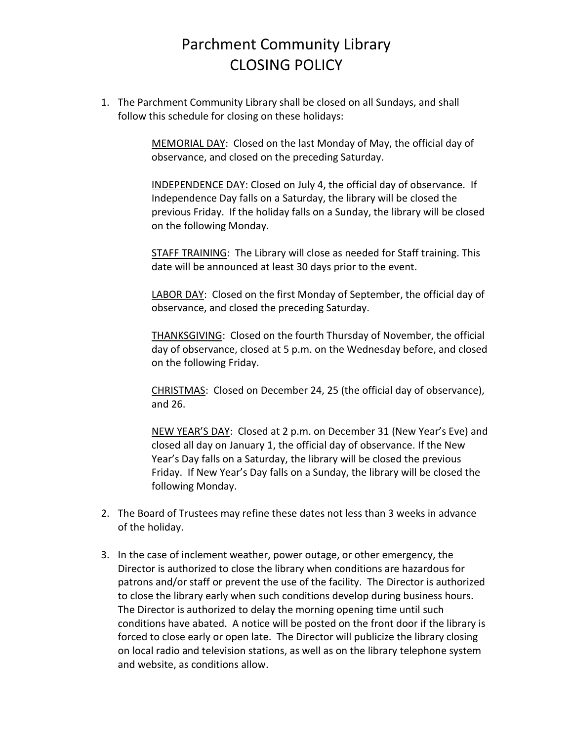# Parchment Community Library
# CLOSING POLICY

1. The Parchment Community Library shall be closed on all Sundays, and shall follow this schedule for closing on these holidays:

   MEMORIAL DAY: Closed on the last Monday of May, the official day of observance, and closed on the preceding Saturday.

   INDEPENDENCE DAY: Closed on July 4, the official day of observance. If Independence Day falls on a Saturday, the library will be closed the previous Friday. If the holiday falls on a Sunday, the library will be closed on the following Monday.

   STAFF TRAINING: The Library will close as needed for Staff training. This date will be announced at least 30 days prior to the event.

   LABOR DAY: Closed on the first Monday of September, the official day of observance, and closed the preceding Saturday.

   THANKSGIVING: Closed on the fourth Thursday of November, the official day of observance, closed at 5 p.m. on the Wednesday before, and closed on the following Friday.

   CHRISTMAS: Closed on December 24, 25 (the official day of observance), and 26.

   NEW YEAR'S DAY: Closed at 2 p.m. on December 31 (New Year's Eve) and closed all day on January 1, the official day of observance. If the New Year's Day falls on a Saturday, the library will be closed the previous Friday. If New Year's Day falls on a Sunday, the library will be closed the following Monday.

2. The Board of Trustees may refine these dates not less than 3 weeks in advance of the holiday.

3. In the case of inclement weather, power outage, or other emergency, the Director is authorized to close the library when conditions are hazardous for patrons and/or staff or prevent the use of the facility. The Director is authorized to close the library early when such conditions develop during business hours. The Director is authorized to delay the morning opening time until such conditions have abated. A notice will be posted on the front door if the library is forced to close early or open late. The Director will publicize the library closing on local radio and television stations, as well as on the library telephone system and website, as conditions allow.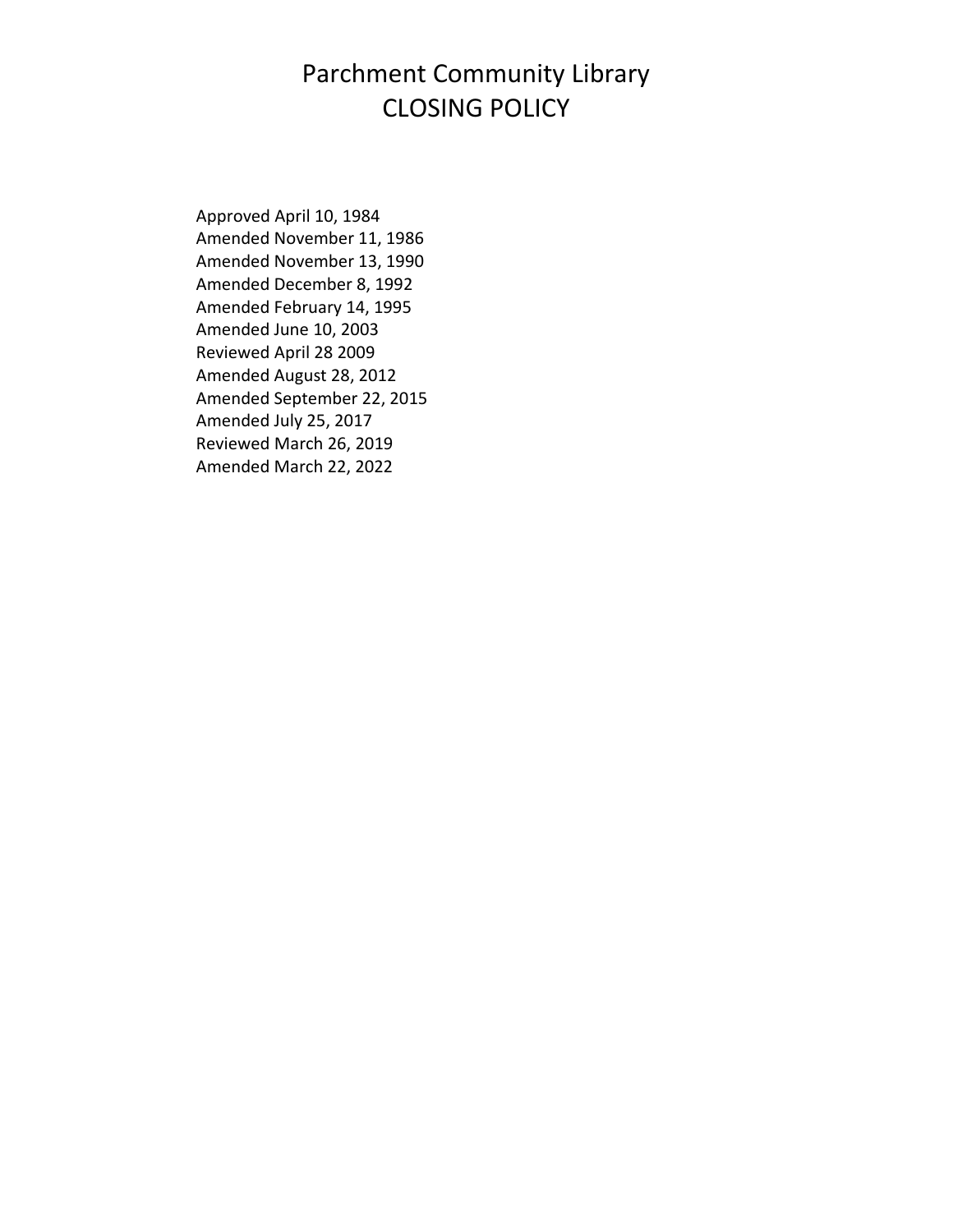# Parchment Community Library
# CLOSING POLICY

Approved April 10, 1984
Amended November 11, 1986
Amended November 13, 1990
Amended December 8, 1992
Amended February 14, 1995
Amended June 10, 2003
Reviewed April 28 2009
Amended August 28, 2012
Amended September 22, 2015
Amended July 25, 2017
Reviewed March 26, 2019
Amended March 22, 2022